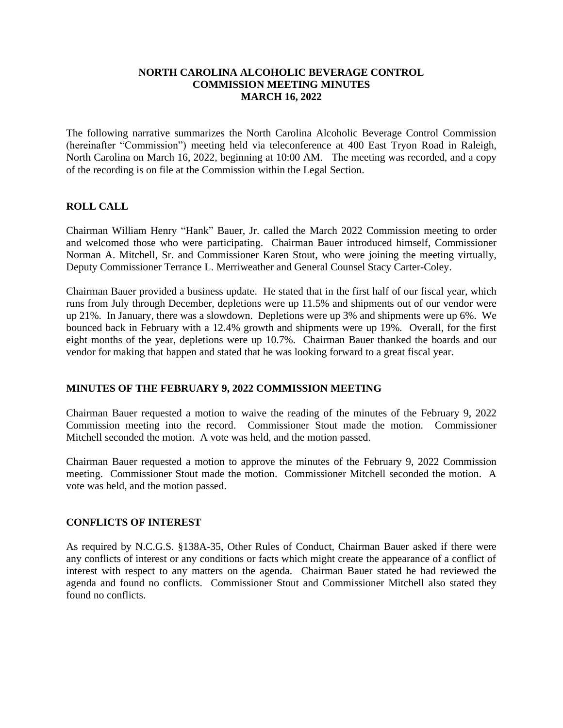# NORTH CAROLINA ALCOHOLIC BEVERAGE CONTROL COMMISSION MEETING MINUTES MARCH 16, 2022

The following narrative summarizes the North Carolina Alcoholic Beverage Control Commission (hereinafter "Commission") meeting held via teleconference at 400 East Tryon Road in Raleigh, North Carolina on March 16, 2022, beginning at 10:00 AM. The meeting was recorded, and a copy of the recording is on file at the Commission within the Legal Section.

## ROLL CALL

Chairman William Henry "Hank" Bauer, Jr. called the March 2022 Commission meeting to order and welcomed those who were participating. Chairman Bauer introduced himself, Commissioner Norman A. Mitchell, Sr. and Commissioner Karen Stout, who were joining the meeting virtually, Deputy Commissioner Terrance L. Merriweather and General Counsel Stacy Carter-Coley.

Chairman Bauer provided a business update. He stated that in the first half of our fiscal year, which runs from July through December, depletions were up 11.5% and shipments out of our vendor were up 21%. In January, there was a slowdown. Depletions were up 3% and shipments were up 6%. We bounced back in February with a 12.4% growth and shipments were up 19%. Overall, for the first eight months of the year, depletions were up 10.7%. Chairman Bauer thanked the boards and our vendor for making that happen and stated that he was looking forward to a great fiscal year.

## MINUTES OF THE FEBRUARY 9, 2022 COMMISSION MEETING

Chairman Bauer requested a motion to waive the reading of the minutes of the February 9, 2022 Commission meeting into the record. Commissioner Stout made the motion. Commissioner Mitchell seconded the motion. A vote was held, and the motion passed.

Chairman Bauer requested a motion to approve the minutes of the February 9, 2022 Commission meeting. Commissioner Stout made the motion. Commissioner Mitchell seconded the motion. A vote was held, and the motion passed.

## CONFLICTS OF INTEREST

As required by N.C.G.S. §138A-35, Other Rules of Conduct, Chairman Bauer asked if there were any conflicts of interest or any conditions or facts which might create the appearance of a conflict of interest with respect to any matters on the agenda. Chairman Bauer stated he had reviewed the agenda and found no conflicts. Commissioner Stout and Commissioner Mitchell also stated they found no conflicts.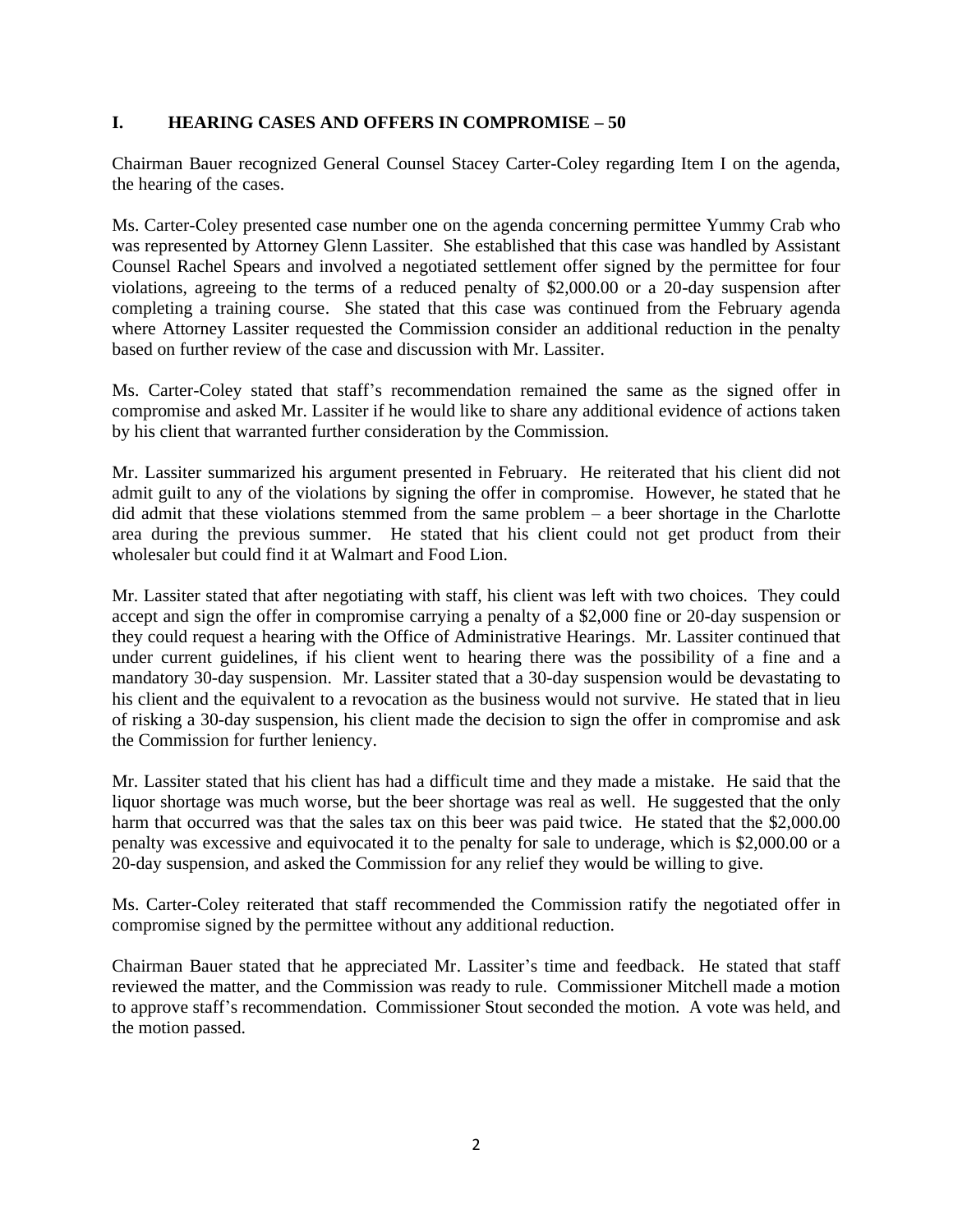## I. HEARING CASES AND OFFERS IN COMPROMISE – 50

Chairman Bauer recognized General Counsel Stacey Carter-Coley regarding Item I on the agenda, the hearing of the cases.

Ms. Carter-Coley presented case number one on the agenda concerning permittee Yummy Crab who was represented by Attorney Glenn Lassiter. She established that this case was handled by Assistant Counsel Rachel Spears and involved a negotiated settlement offer signed by the permittee for four violations, agreeing to the terms of a reduced penalty of $2,000.00 or a 20-day suspension after completing a training course. She stated that this case was continued from the February agenda where Attorney Lassiter requested the Commission consider an additional reduction in the penalty based on further review of the case and discussion with Mr. Lassiter.

Ms. Carter-Coley stated that staff's recommendation remained the same as the signed offer in compromise and asked Mr. Lassiter if he would like to share any additional evidence of actions taken by his client that warranted further consideration by the Commission.

Mr. Lassiter summarized his argument presented in February. He reiterated that his client did not admit guilt to any of the violations by signing the offer in compromise. However, he stated that he did admit that these violations stemmed from the same problem – a beer shortage in the Charlotte area during the previous summer. He stated that his client could not get product from their wholesaler but could find it at Walmart and Food Lion.

Mr. Lassiter stated that after negotiating with staff, his client was left with two choices. They could accept and sign the offer in compromise carrying a penalty of a $2,000 fine or 20-day suspension or they could request a hearing with the Office of Administrative Hearings. Mr. Lassiter continued that under current guidelines, if his client went to hearing there was the possibility of a fine and a mandatory 30-day suspension. Mr. Lassiter stated that a 30-day suspension would be devastating to his client and the equivalent to a revocation as the business would not survive. He stated that in lieu of risking a 30-day suspension, his client made the decision to sign the offer in compromise and ask the Commission for further leniency.

Mr. Lassiter stated that his client has had a difficult time and they made a mistake. He said that the liquor shortage was much worse, but the beer shortage was real as well. He suggested that the only harm that occurred was that the sales tax on this beer was paid twice. He stated that the $2,000.00 penalty was excessive and equivocated it to the penalty for sale to underage, which is $2,000.00 or a 20-day suspension, and asked the Commission for any relief they would be willing to give.

Ms. Carter-Coley reiterated that staff recommended the Commission ratify the negotiated offer in compromise signed by the permittee without any additional reduction.

Chairman Bauer stated that he appreciated Mr. Lassiter's time and feedback. He stated that staff reviewed the matter, and the Commission was ready to rule. Commissioner Mitchell made a motion to approve staff's recommendation. Commissioner Stout seconded the motion. A vote was held, and the motion passed.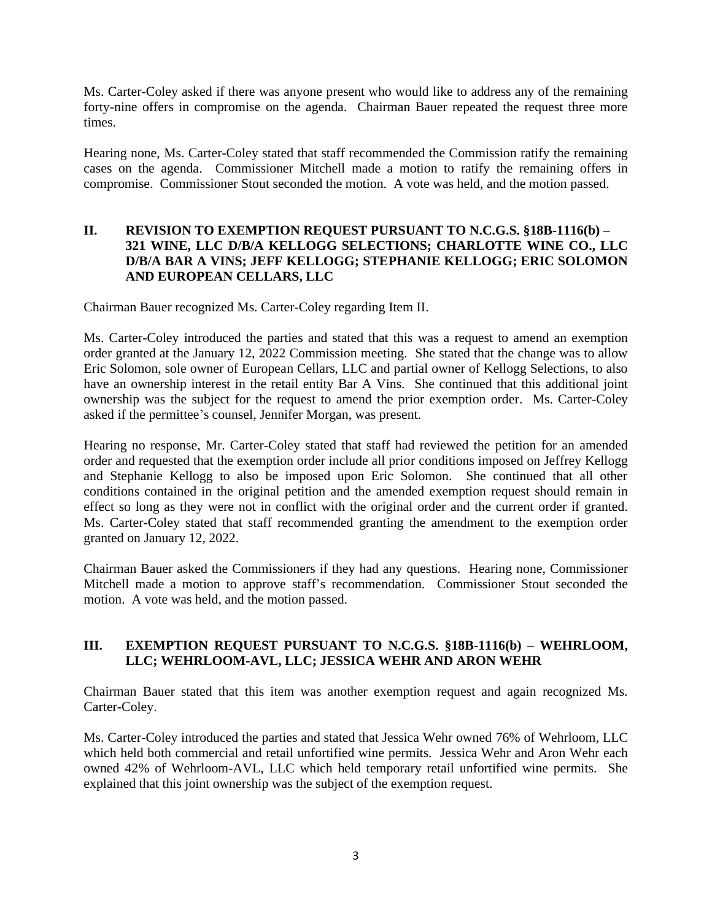Ms. Carter-Coley asked if there was anyone present who would like to address any of the remaining forty-nine offers in compromise on the agenda. Chairman Bauer repeated the request three more times.

Hearing none, Ms. Carter-Coley stated that staff recommended the Commission ratify the remaining cases on the agenda. Commissioner Mitchell made a motion to ratify the remaining offers in compromise. Commissioner Stout seconded the motion. A vote was held, and the motion passed.

## II. REVISION TO EXEMPTION REQUEST PURSUANT TO N.C.G.S. §18B-1116(b) – 321 WINE, LLC D/B/A KELLOGG SELECTIONS; CHARLOTTE WINE CO., LLC D/B/A BAR A VINS; JEFF KELLOGG; STEPHANIE KELLOGG; ERIC SOLOMON AND EUROPEAN CELLARS, LLC

Chairman Bauer recognized Ms. Carter-Coley regarding Item II.

Ms. Carter-Coley introduced the parties and stated that this was a request to amend an exemption order granted at the January 12, 2022 Commission meeting. She stated that the change was to allow Eric Solomon, sole owner of European Cellars, LLC and partial owner of Kellogg Selections, to also have an ownership interest in the retail entity Bar A Vins. She continued that this additional joint ownership was the subject for the request to amend the prior exemption order. Ms. Carter-Coley asked if the permittee's counsel, Jennifer Morgan, was present.

Hearing no response, Mr. Carter-Coley stated that staff had reviewed the petition for an amended order and requested that the exemption order include all prior conditions imposed on Jeffrey Kellogg and Stephanie Kellogg to also be imposed upon Eric Solomon. She continued that all other conditions contained in the original petition and the amended exemption request should remain in effect so long as they were not in conflict with the original order and the current order if granted. Ms. Carter-Coley stated that staff recommended granting the amendment to the exemption order granted on January 12, 2022.

Chairman Bauer asked the Commissioners if they had any questions. Hearing none, Commissioner Mitchell made a motion to approve staff's recommendation. Commissioner Stout seconded the motion. A vote was held, and the motion passed.

## III. EXEMPTION REQUEST PURSUANT TO N.C.G.S. §18B-1116(b) – WEHRLOOM, LLC; WEHRLOOM-AVL, LLC; JESSICA WEHR AND ARON WEHR

Chairman Bauer stated that this item was another exemption request and again recognized Ms. Carter-Coley.

Ms. Carter-Coley introduced the parties and stated that Jessica Wehr owned 76% of Wehrloom, LLC which held both commercial and retail unfortified wine permits. Jessica Wehr and Aron Wehr each owned 42% of Wehrloom-AVL, LLC which held temporary retail unfortified wine permits. She explained that this joint ownership was the subject of the exemption request.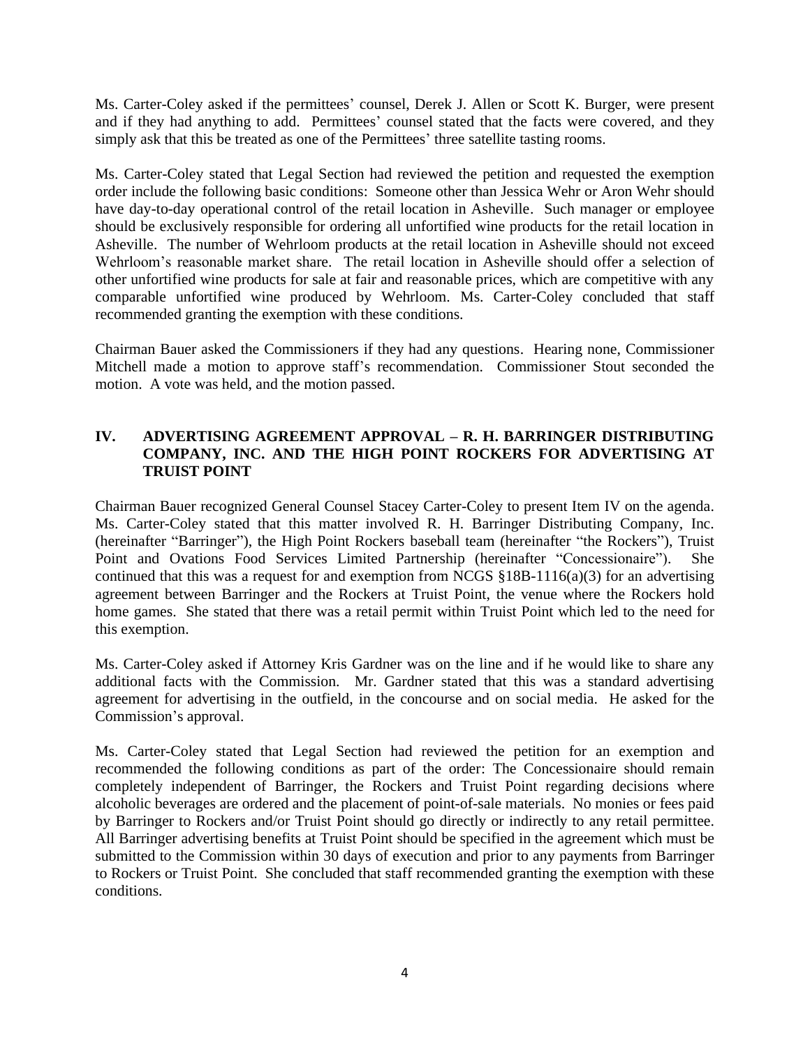Ms. Carter-Coley asked if the permittees' counsel, Derek J. Allen or Scott K. Burger, were present and if they had anything to add. Permittees' counsel stated that the facts were covered, and they simply ask that this be treated as one of the Permittees' three satellite tasting rooms.

Ms. Carter-Coley stated that Legal Section had reviewed the petition and requested the exemption order include the following basic conditions: Someone other than Jessica Wehr or Aron Wehr should have day-to-day operational control of the retail location in Asheville. Such manager or employee should be exclusively responsible for ordering all unfortified wine products for the retail location in Asheville. The number of Wehrloom products at the retail location in Asheville should not exceed Wehrloom's reasonable market share. The retail location in Asheville should offer a selection of other unfortified wine products for sale at fair and reasonable prices, which are competitive with any comparable unfortified wine produced by Wehrloom. Ms. Carter-Coley concluded that staff recommended granting the exemption with these conditions.

Chairman Bauer asked the Commissioners if they had any questions. Hearing none, Commissioner Mitchell made a motion to approve staff's recommendation. Commissioner Stout seconded the motion. A vote was held, and the motion passed.

## IV. ADVERTISING AGREEMENT APPROVAL – R. H. BARRINGER DISTRIBUTING COMPANY, INC. AND THE HIGH POINT ROCKERS FOR ADVERTISING AT TRUIST POINT

Chairman Bauer recognized General Counsel Stacey Carter-Coley to present Item IV on the agenda. Ms. Carter-Coley stated that this matter involved R. H. Barringer Distributing Company, Inc. (hereinafter "Barringer"), the High Point Rockers baseball team (hereinafter "the Rockers"), Truist Point and Ovations Food Services Limited Partnership (hereinafter "Concessionaire"). She continued that this was a request for and exemption from NCGS §18B-1116(a)(3) for an advertising agreement between Barringer and the Rockers at Truist Point, the venue where the Rockers hold home games. She stated that there was a retail permit within Truist Point which led to the need for this exemption.

Ms. Carter-Coley asked if Attorney Kris Gardner was on the line and if he would like to share any additional facts with the Commission. Mr. Gardner stated that this was a standard advertising agreement for advertising in the outfield, in the concourse and on social media. He asked for the Commission's approval.

Ms. Carter-Coley stated that Legal Section had reviewed the petition for an exemption and recommended the following conditions as part of the order: The Concessionaire should remain completely independent of Barringer, the Rockers and Truist Point regarding decisions where alcoholic beverages are ordered and the placement of point-of-sale materials. No monies or fees paid by Barringer to Rockers and/or Truist Point should go directly or indirectly to any retail permittee. All Barringer advertising benefits at Truist Point should be specified in the agreement which must be submitted to the Commission within 30 days of execution and prior to any payments from Barringer to Rockers or Truist Point. She concluded that staff recommended granting the exemption with these conditions.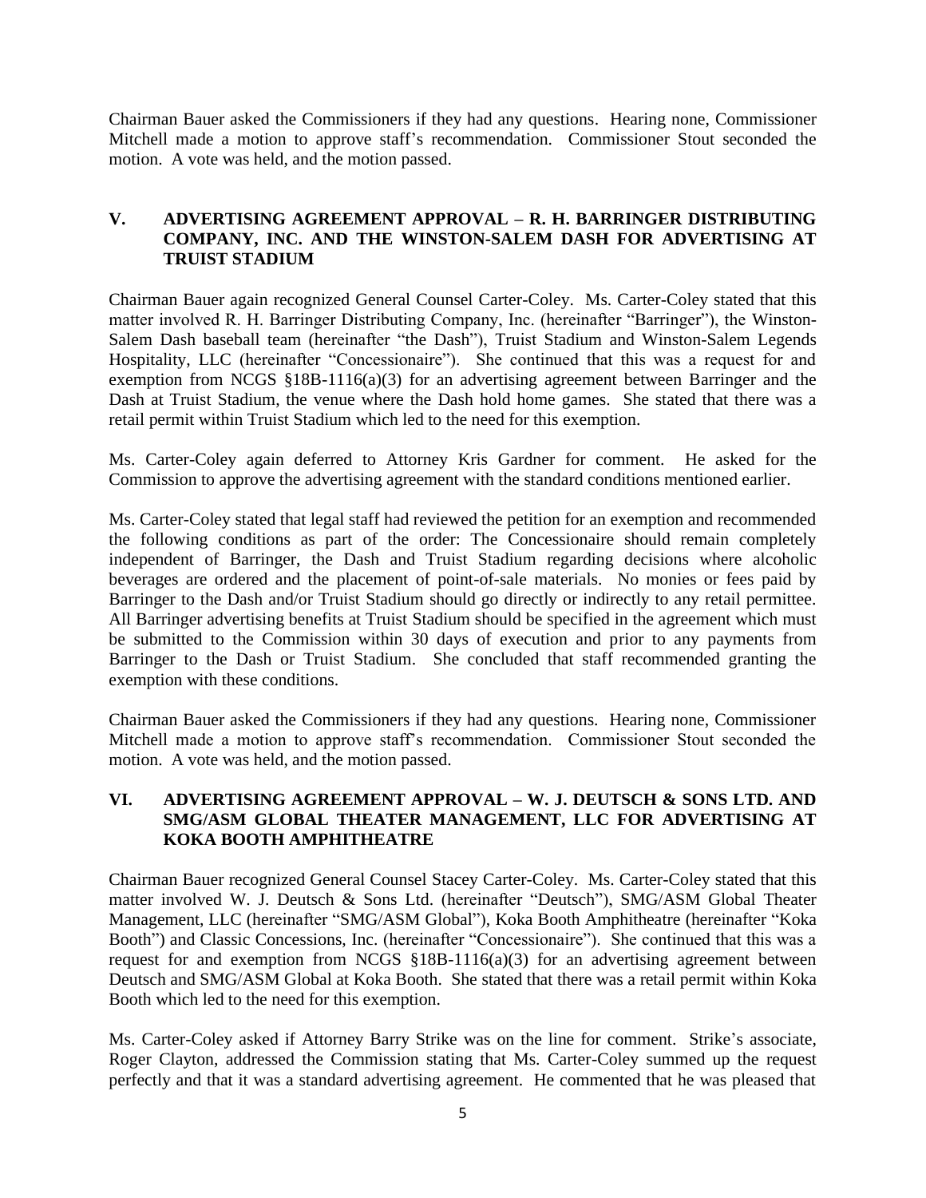Chairman Bauer asked the Commissioners if they had any questions. Hearing none, Commissioner Mitchell made a motion to approve staff's recommendation. Commissioner Stout seconded the motion. A vote was held, and the motion passed.

## V. ADVERTISING AGREEMENT APPROVAL – R. H. BARRINGER DISTRIBUTING COMPANY, INC. AND THE WINSTON-SALEM DASH FOR ADVERTISING AT TRUIST STADIUM

Chairman Bauer again recognized General Counsel Carter-Coley. Ms. Carter-Coley stated that this matter involved R. H. Barringer Distributing Company, Inc. (hereinafter "Barringer"), the Winston-Salem Dash baseball team (hereinafter "the Dash"), Truist Stadium and Winston-Salem Legends Hospitality, LLC (hereinafter "Concessionaire"). She continued that this was a request for and exemption from NCGS §18B-1116(a)(3) for an advertising agreement between Barringer and the Dash at Truist Stadium, the venue where the Dash hold home games. She stated that there was a retail permit within Truist Stadium which led to the need for this exemption.

Ms. Carter-Coley again deferred to Attorney Kris Gardner for comment. He asked for the Commission to approve the advertising agreement with the standard conditions mentioned earlier.

Ms. Carter-Coley stated that legal staff had reviewed the petition for an exemption and recommended the following conditions as part of the order: The Concessionaire should remain completely independent of Barringer, the Dash and Truist Stadium regarding decisions where alcoholic beverages are ordered and the placement of point-of-sale materials. No monies or fees paid by Barringer to the Dash and/or Truist Stadium should go directly or indirectly to any retail permittee. All Barringer advertising benefits at Truist Stadium should be specified in the agreement which must be submitted to the Commission within 30 days of execution and prior to any payments from Barringer to the Dash or Truist Stadium. She concluded that staff recommended granting the exemption with these conditions.

Chairman Bauer asked the Commissioners if they had any questions. Hearing none, Commissioner Mitchell made a motion to approve staff's recommendation. Commissioner Stout seconded the motion. A vote was held, and the motion passed.

## VI. ADVERTISING AGREEMENT APPROVAL – W. J. DEUTSCH & SONS LTD. AND SMG/ASM GLOBAL THEATER MANAGEMENT, LLC FOR ADVERTISING AT KOKA BOOTH AMPHITHEATRE

Chairman Bauer recognized General Counsel Stacey Carter-Coley. Ms. Carter-Coley stated that this matter involved W. J. Deutsch & Sons Ltd. (hereinafter "Deutsch"), SMG/ASM Global Theater Management, LLC (hereinafter "SMG/ASM Global"), Koka Booth Amphitheatre (hereinafter "Koka Booth") and Classic Concessions, Inc. (hereinafter "Concessionaire"). She continued that this was a request for and exemption from NCGS §18B-1116(a)(3) for an advertising agreement between Deutsch and SMG/ASM Global at Koka Booth. She stated that there was a retail permit within Koka Booth which led to the need for this exemption.

Ms. Carter-Coley asked if Attorney Barry Strike was on the line for comment. Strike's associate, Roger Clayton, addressed the Commission stating that Ms. Carter-Coley summed up the request perfectly and that it was a standard advertising agreement. He commented that he was pleased that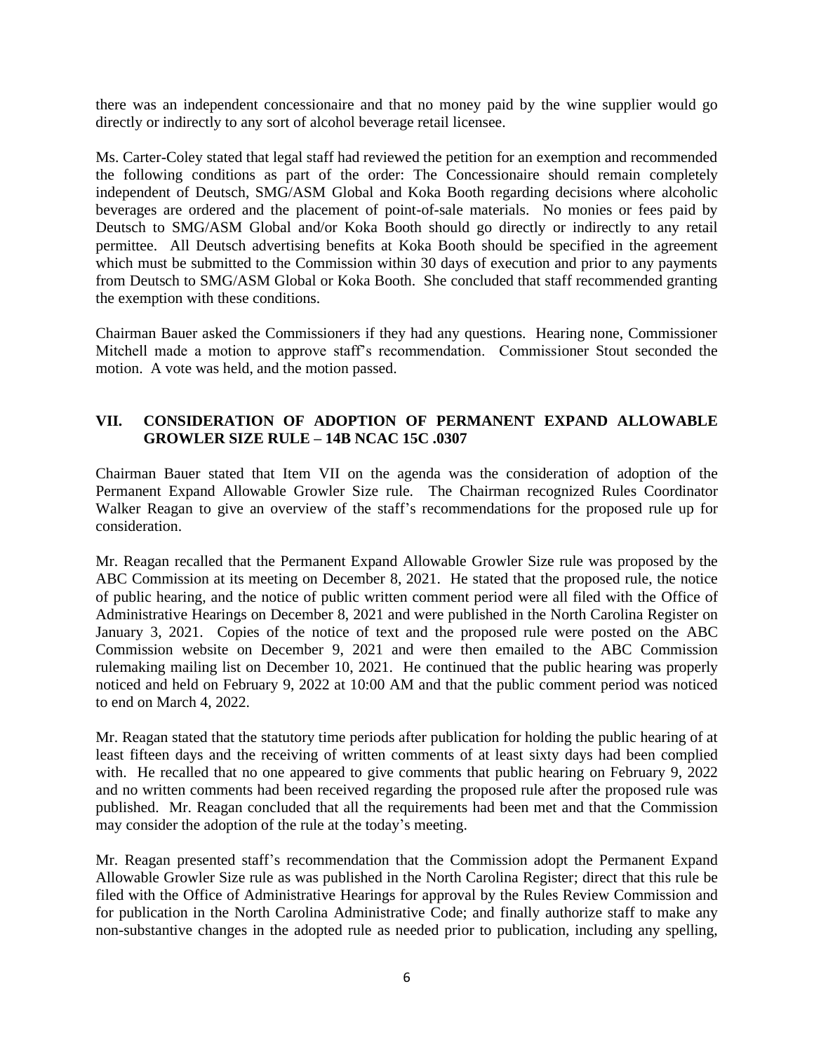there was an independent concessionaire and that no money paid by the wine supplier would go directly or indirectly to any sort of alcohol beverage retail licensee.

Ms. Carter-Coley stated that legal staff had reviewed the petition for an exemption and recommended the following conditions as part of the order: The Concessionaire should remain completely independent of Deutsch, SMG/ASM Global and Koka Booth regarding decisions where alcoholic beverages are ordered and the placement of point-of-sale materials. No monies or fees paid by Deutsch to SMG/ASM Global and/or Koka Booth should go directly or indirectly to any retail permittee. All Deutsch advertising benefits at Koka Booth should be specified in the agreement which must be submitted to the Commission within 30 days of execution and prior to any payments from Deutsch to SMG/ASM Global or Koka Booth. She concluded that staff recommended granting the exemption with these conditions.

Chairman Bauer asked the Commissioners if they had any questions. Hearing none, Commissioner Mitchell made a motion to approve staff's recommendation. Commissioner Stout seconded the motion. A vote was held, and the motion passed.

## VII. CONSIDERATION OF ADOPTION OF PERMANENT EXPAND ALLOWABLE GROWLER SIZE RULE – 14B NCAC 15C .0307

Chairman Bauer stated that Item VII on the agenda was the consideration of adoption of the Permanent Expand Allowable Growler Size rule. The Chairman recognized Rules Coordinator Walker Reagan to give an overview of the staff's recommendations for the proposed rule up for consideration.

Mr. Reagan recalled that the Permanent Expand Allowable Growler Size rule was proposed by the ABC Commission at its meeting on December 8, 2021. He stated that the proposed rule, the notice of public hearing, and the notice of public written comment period were all filed with the Office of Administrative Hearings on December 8, 2021 and were published in the North Carolina Register on January 3, 2021. Copies of the notice of text and the proposed rule were posted on the ABC Commission website on December 9, 2021 and were then emailed to the ABC Commission rulemaking mailing list on December 10, 2021. He continued that the public hearing was properly noticed and held on February 9, 2022 at 10:00 AM and that the public comment period was noticed to end on March 4, 2022.

Mr. Reagan stated that the statutory time periods after publication for holding the public hearing of at least fifteen days and the receiving of written comments of at least sixty days had been complied with. He recalled that no one appeared to give comments that public hearing on February 9, 2022 and no written comments had been received regarding the proposed rule after the proposed rule was published. Mr. Reagan concluded that all the requirements had been met and that the Commission may consider the adoption of the rule at the today's meeting.

Mr. Reagan presented staff's recommendation that the Commission adopt the Permanent Expand Allowable Growler Size rule as was published in the North Carolina Register; direct that this rule be filed with the Office of Administrative Hearings for approval by the Rules Review Commission and for publication in the North Carolina Administrative Code; and finally authorize staff to make any non-substantive changes in the adopted rule as needed prior to publication, including any spelling,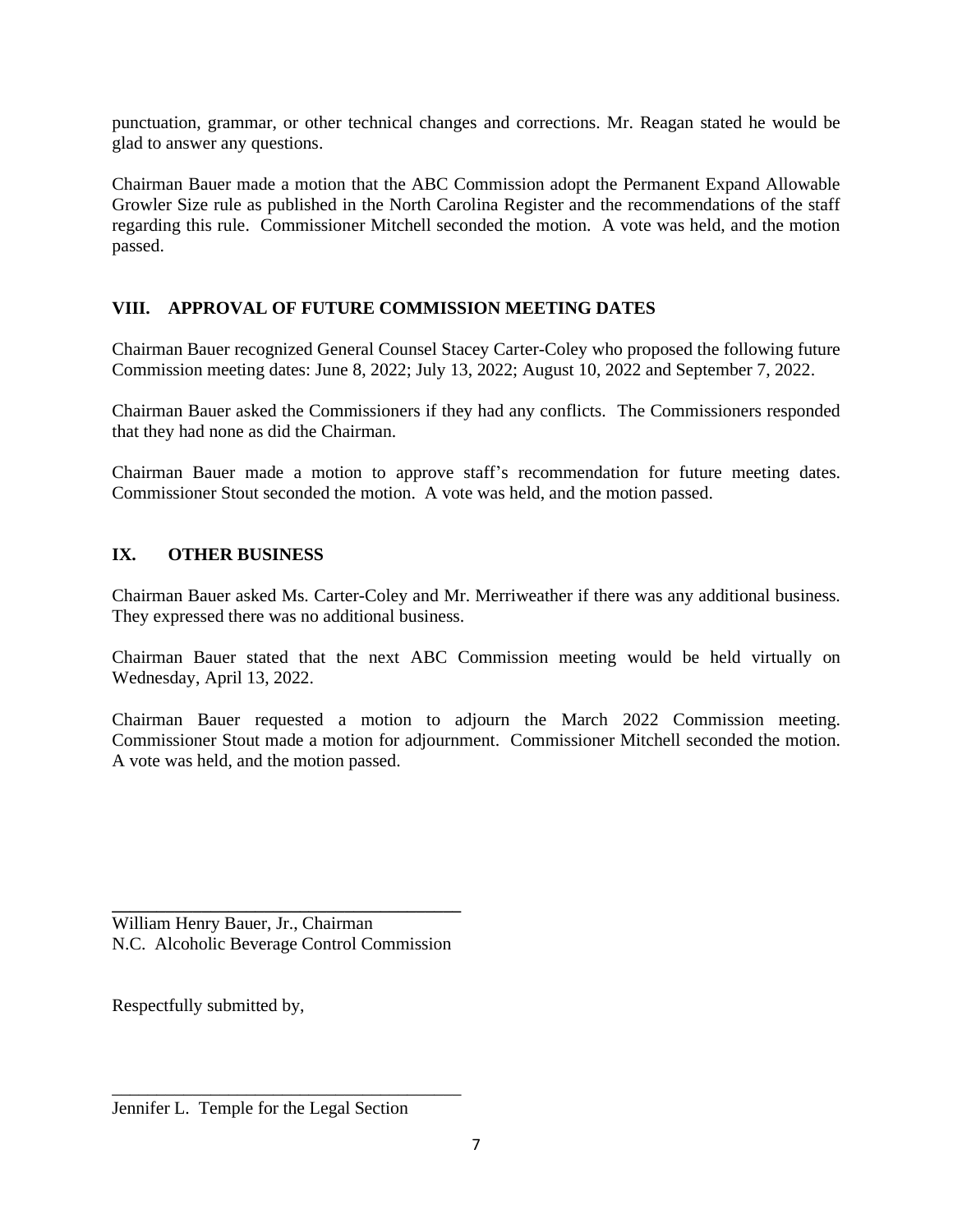punctuation, grammar, or other technical changes and corrections. Mr. Reagan stated he would be glad to answer any questions.

Chairman Bauer made a motion that the ABC Commission adopt the Permanent Expand Allowable Growler Size rule as published in the North Carolina Register and the recommendations of the staff regarding this rule. Commissioner Mitchell seconded the motion. A vote was held, and the motion passed.

## VIII. APPROVAL OF FUTURE COMMISSION MEETING DATES

Chairman Bauer recognized General Counsel Stacey Carter-Coley who proposed the following future Commission meeting dates: June 8, 2022; July 13, 2022; August 10, 2022 and September 7, 2022.

Chairman Bauer asked the Commissioners if they had any conflicts. The Commissioners responded that they had none as did the Chairman.

Chairman Bauer made a motion to approve staff's recommendation for future meeting dates. Commissioner Stout seconded the motion. A vote was held, and the motion passed.

## IX. OTHER BUSINESS

Chairman Bauer asked Ms. Carter-Coley and Mr. Merriweather if there was any additional business. They expressed there was no additional business.

Chairman Bauer stated that the next ABC Commission meeting would be held virtually on Wednesday, April 13, 2022.

Chairman Bauer requested a motion to adjourn the March 2022 Commission meeting. Commissioner Stout made a motion for adjournment. Commissioner Mitchell seconded the motion. A vote was held, and the motion passed.

\_\_\_\_\_\_\_\_\_\_\_\_\_\_\_\_\_\_\_\_\_\_\_\_\_\_\_\_\_\_\_\_\_\_\_\_\_\_\_\_

William Henry Bauer, Jr., Chairman  
N.C. Alcoholic Beverage Control Commission

Respectfully submitted by,

\_\_\_\_\_\_\_\_\_\_\_\_\_\_\_\_\_\_\_\_\_\_\_\_\_\_\_\_\_\_\_\_\_\_\_\_\_\_\_\_

Jennifer L. Temple for the Legal Section